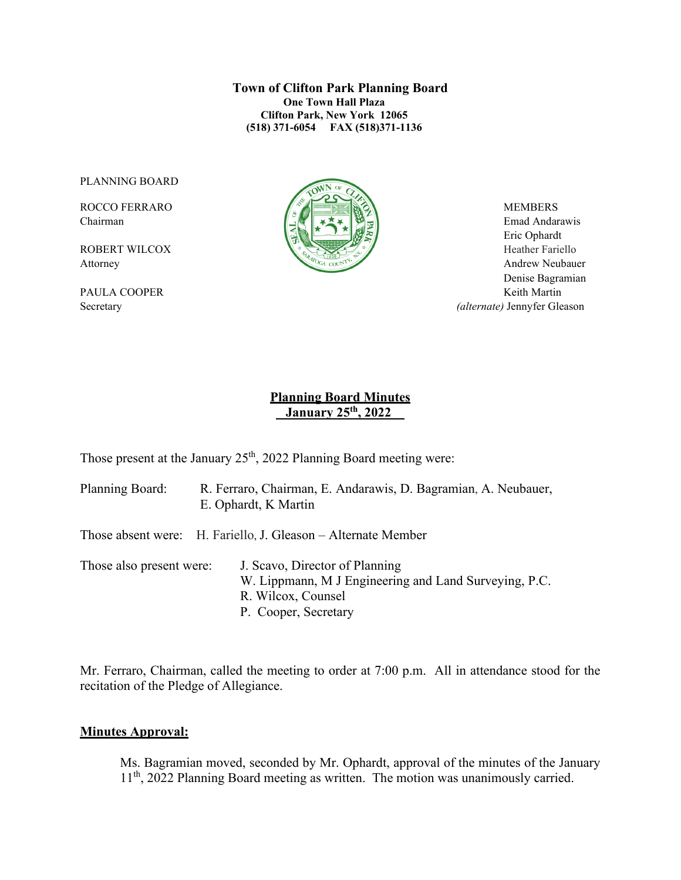**Town of Clifton Park Planning Board**
**One Town Hall Plaza**
**Clifton Park, New York 12065**
**(518) 371-6054 FAX (518)371-1136**

PLANNING BOARD

ROCCO FERRARO
Chairman

ROBERT WILCOX
Attorney

PAULA COOPER
Secretary

MEMBERS
Emad Andarawis
Eric Ophardt
Heather Fariello
Andrew Neubauer
Denise Bagramian
Keith Martin
*(alternate)* Jennyfer Gleason

## Planning Board Minutes
## January 25th, 2022

Those present at the January 25th, 2022 Planning Board meeting were:

Planning Board: R. Ferraro, Chairman, E. Andarawis, D. Bagramian, A. Neubauer, E. Ophardt, K Martin

Those absent were: H. Fariello, J. Gleason – Alternate Member

Those also present were: J. Scavo, Director of Planning
W. Lippmann, M J Engineering and Land Surveying, P.C.
R. Wilcox, Counsel
P. Cooper, Secretary

Mr. Ferraro, Chairman, called the meeting to order at 7:00 p.m. All in attendance stood for the recitation of the Pledge of Allegiance.

**Minutes Approval:**

Ms. Bagramian moved, seconded by Mr. Ophardt, approval of the minutes of the January 11th, 2022 Planning Board meeting as written. The motion was unanimously carried.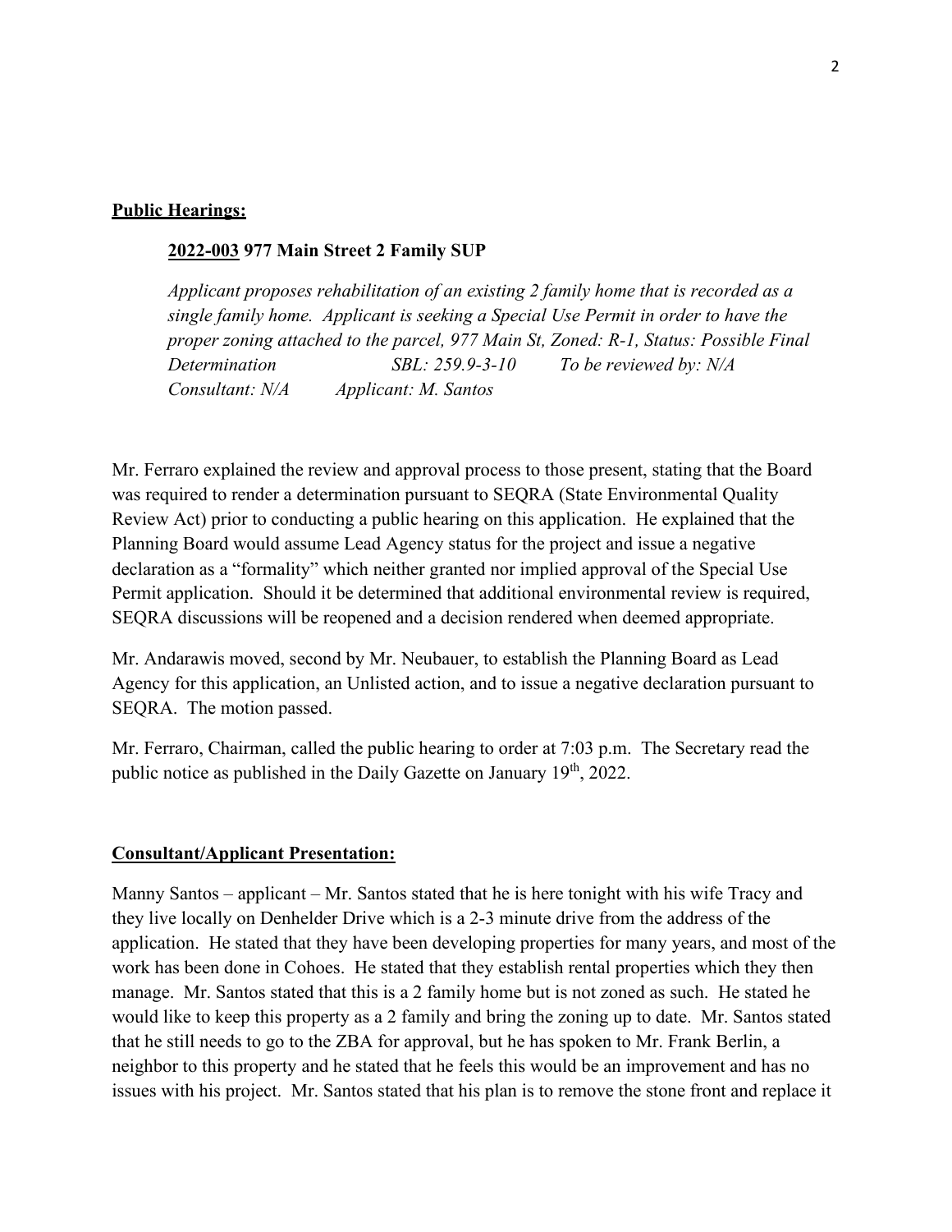**Public Hearings:**

**2022-003 977 Main Street 2 Family SUP**

*Applicant proposes rehabilitation of an existing 2 family home that is recorded as a single family home. Applicant is seeking a Special Use Permit in order to have the proper zoning attached to the parcel, 977 Main St, Zoned: R-1, Status: Possible Final Determination SBL: 259.9-3-10 To be reviewed by: N/A Consultant: N/A Applicant: M. Santos*

Mr. Ferraro explained the review and approval process to those present, stating that the Board was required to render a determination pursuant to SEQRA (State Environmental Quality Review Act) prior to conducting a public hearing on this application. He explained that the Planning Board would assume Lead Agency status for the project and issue a negative declaration as a "formality" which neither granted nor implied approval of the Special Use Permit application. Should it be determined that additional environmental review is required, SEQRA discussions will be reopened and a decision rendered when deemed appropriate.

Mr. Andarawis moved, second by Mr. Neubauer, to establish the Planning Board as Lead Agency for this application, an Unlisted action, and to issue a negative declaration pursuant to SEQRA. The motion passed.

Mr. Ferraro, Chairman, called the public hearing to order at 7:03 p.m. The Secretary read the public notice as published in the Daily Gazette on January 19th, 2022.

**Consultant/Applicant Presentation:**

Manny Santos – applicant – Mr. Santos stated that he is here tonight with his wife Tracy and they live locally on Denhelder Drive which is a 2-3 minute drive from the address of the application. He stated that they have been developing properties for many years, and most of the work has been done in Cohoes. He stated that they establish rental properties which they then manage. Mr. Santos stated that this is a 2 family home but is not zoned as such. He stated he would like to keep this property as a 2 family and bring the zoning up to date. Mr. Santos stated that he still needs to go to the ZBA for approval, but he has spoken to Mr. Frank Berlin, a neighbor to this property and he stated that he feels this would be an improvement and has no issues with his project. Mr. Santos stated that his plan is to remove the stone front and replace it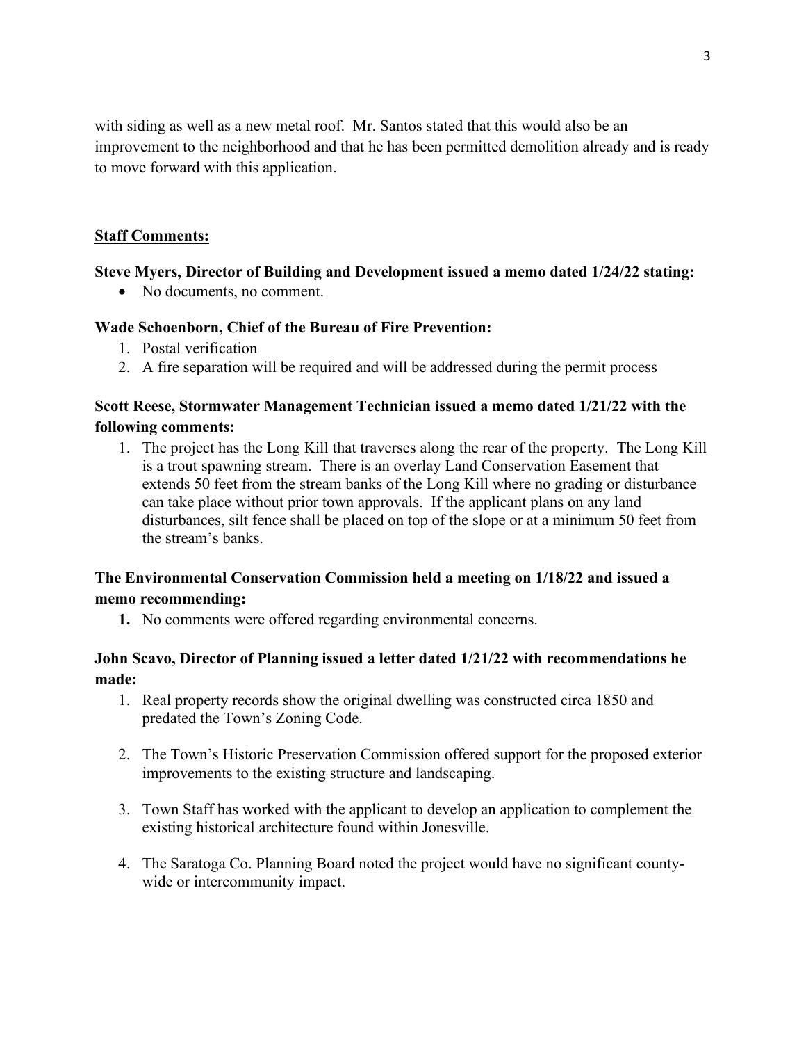with siding as well as a new metal roof. Mr. Santos stated that this would also be an improvement to the neighborhood and that he has been permitted demolition already and is ready to move forward with this application.

**Staff Comments:**

**Steve Myers, Director of Building and Development issued a memo dated 1/24/22 stating:**

- No documents, no comment.

**Wade Schoenborn, Chief of the Bureau of Fire Prevention:**

1. Postal verification
2. A fire separation will be required and will be addressed during the permit process

**Scott Reese, Stormwater Management Technician issued a memo dated 1/21/22 with the following comments:**

1. The project has the Long Kill that traverses along the rear of the property. The Long Kill is a trout spawning stream. There is an overlay Land Conservation Easement that extends 50 feet from the stream banks of the Long Kill where no grading or disturbance can take place without prior town approvals. If the applicant plans on any land disturbances, silt fence shall be placed on top of the slope or at a minimum 50 feet from the stream's banks.

**The Environmental Conservation Commission held a meeting on 1/18/22 and issued a memo recommending:**

1. No comments were offered regarding environmental concerns.

**John Scavo, Director of Planning issued a letter dated 1/21/22 with recommendations he made:**

1. Real property records show the original dwelling was constructed circa 1850 and predated the Town's Zoning Code.

2. The Town's Historic Preservation Commission offered support for the proposed exterior improvements to the existing structure and landscaping.

3. Town Staff has worked with the applicant to develop an application to complement the existing historical architecture found within Jonesville.

4. The Saratoga Co. Planning Board noted the project would have no significant county-wide or intercommunity impact.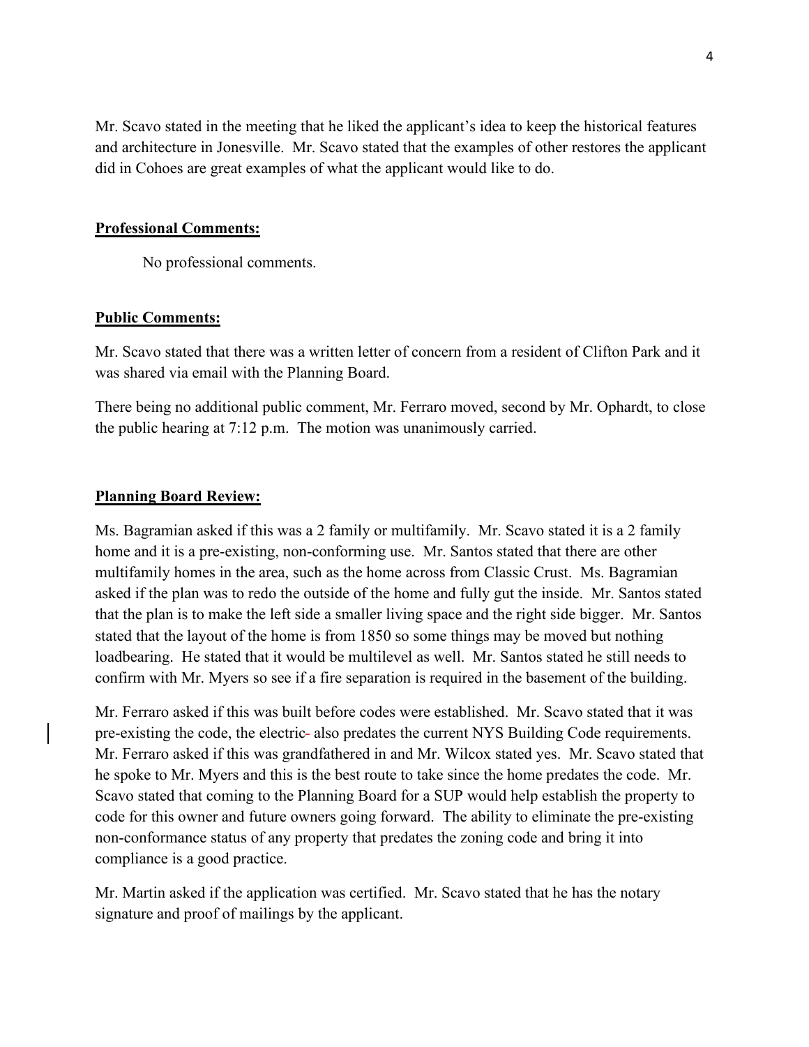Mr. Scavo stated in the meeting that he liked the applicant's idea to keep the historical features and architecture in Jonesville. Mr. Scavo stated that the examples of other restores the applicant did in Cohoes are great examples of what the applicant would like to do.

**Professional Comments:**

No professional comments.

**Public Comments:**

Mr. Scavo stated that there was a written letter of concern from a resident of Clifton Park and it was shared via email with the Planning Board.

There being no additional public comment, Mr. Ferraro moved, second by Mr. Ophardt, to close the public hearing at 7:12 p.m. The motion was unanimously carried.

**Planning Board Review:**

Ms. Bagramian asked if this was a 2 family or multifamily. Mr. Scavo stated it is a 2 family home and it is a pre-existing, non-conforming use. Mr. Santos stated that there are other multifamily homes in the area, such as the home across from Classic Crust. Ms. Bagramian asked if the plan was to redo the outside of the home and fully gut the inside. Mr. Santos stated that the plan is to make the left side a smaller living space and the right side bigger. Mr. Santos stated that the layout of the home is from 1850 so some things may be moved but nothing loadbearing. He stated that it would be multilevel as well. Mr. Santos stated he still needs to confirm with Mr. Myers so see if a fire separation is required in the basement of the building.

Mr. Ferraro asked if this was built before codes were established. Mr. Scavo stated that it was pre-existing the code, the electric- also predates the current NYS Building Code requirements. Mr. Ferraro asked if this was grandfathered in and Mr. Wilcox stated yes. Mr. Scavo stated that he spoke to Mr. Myers and this is the best route to take since the home predates the code. Mr. Scavo stated that coming to the Planning Board for a SUP would help establish the property to code for this owner and future owners going forward. The ability to eliminate the pre-existing non-conformance status of any property that predates the zoning code and bring it into compliance is a good practice.

Mr. Martin asked if the application was certified. Mr. Scavo stated that he has the notary signature and proof of mailings by the applicant.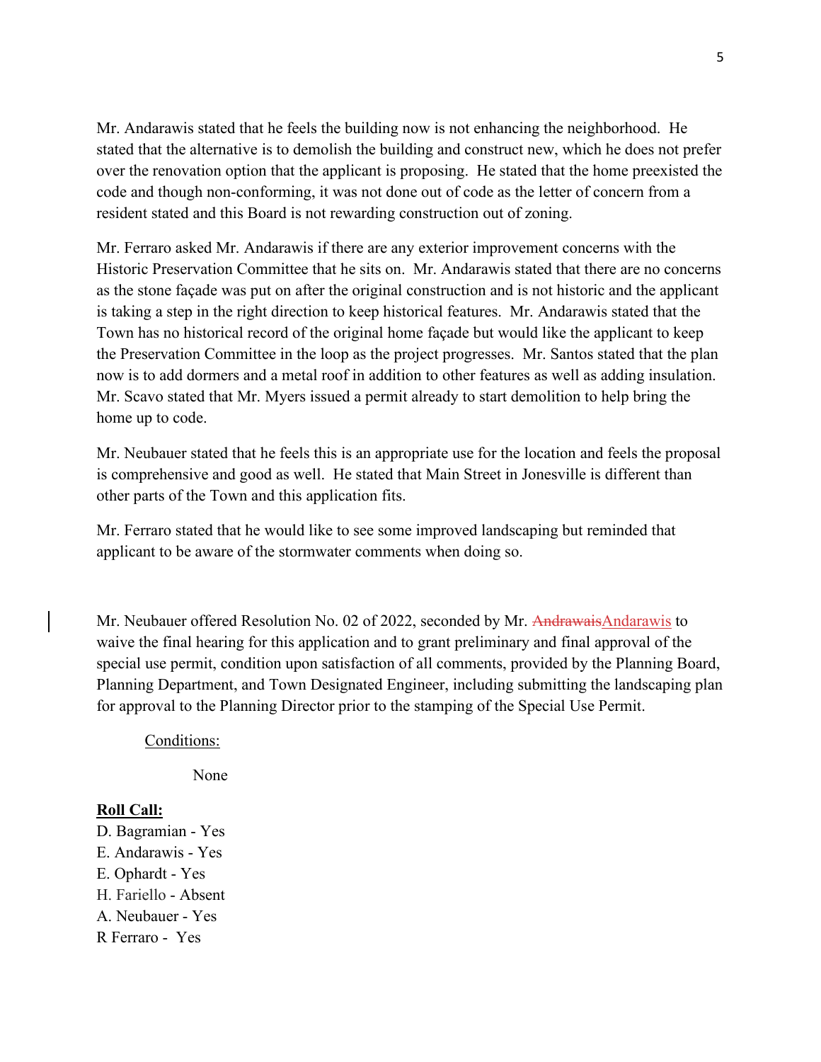Mr. Andarawis stated that he feels the building now is not enhancing the neighborhood. He stated that the alternative is to demolish the building and construct new, which he does not prefer over the renovation option that the applicant is proposing. He stated that the home preexisted the code and though non-conforming, it was not done out of code as the letter of concern from a resident stated and this Board is not rewarding construction out of zoning.

Mr. Ferraro asked Mr. Andarawis if there are any exterior improvement concerns with the Historic Preservation Committee that he sits on. Mr. Andarawis stated that there are no concerns as the stone façade was put on after the original construction and is not historic and the applicant is taking a step in the right direction to keep historical features. Mr. Andarawis stated that the Town has no historical record of the original home façade but would like the applicant to keep the Preservation Committee in the loop as the project progresses. Mr. Santos stated that the plan now is to add dormers and a metal roof in addition to other features as well as adding insulation. Mr. Scavo stated that Mr. Myers issued a permit already to start demolition to help bring the home up to code.

Mr. Neubauer stated that he feels this is an appropriate use for the location and feels the proposal is comprehensive and good as well. He stated that Main Street in Jonesville is different than other parts of the Town and this application fits.

Mr. Ferraro stated that he would like to see some improved landscaping but reminded that applicant to be aware of the stormwater comments when doing so.

Mr. Neubauer offered Resolution No. 02 of 2022, seconded by Mr. ~~Andrawais~~Andarawis to waive the final hearing for this application and to grant preliminary and final approval of the special use permit, condition upon satisfaction of all comments, provided by the Planning Board, Planning Department, and Town Designated Engineer, including submitting the landscaping plan for approval to the Planning Director prior to the stamping of the Special Use Permit.

Conditions:

None

**Roll Call:**

D. Bagramian - Yes
E. Andarawis - Yes
E. Ophardt - Yes
H. Fariello - Absent
A. Neubauer - Yes
R Ferraro - Yes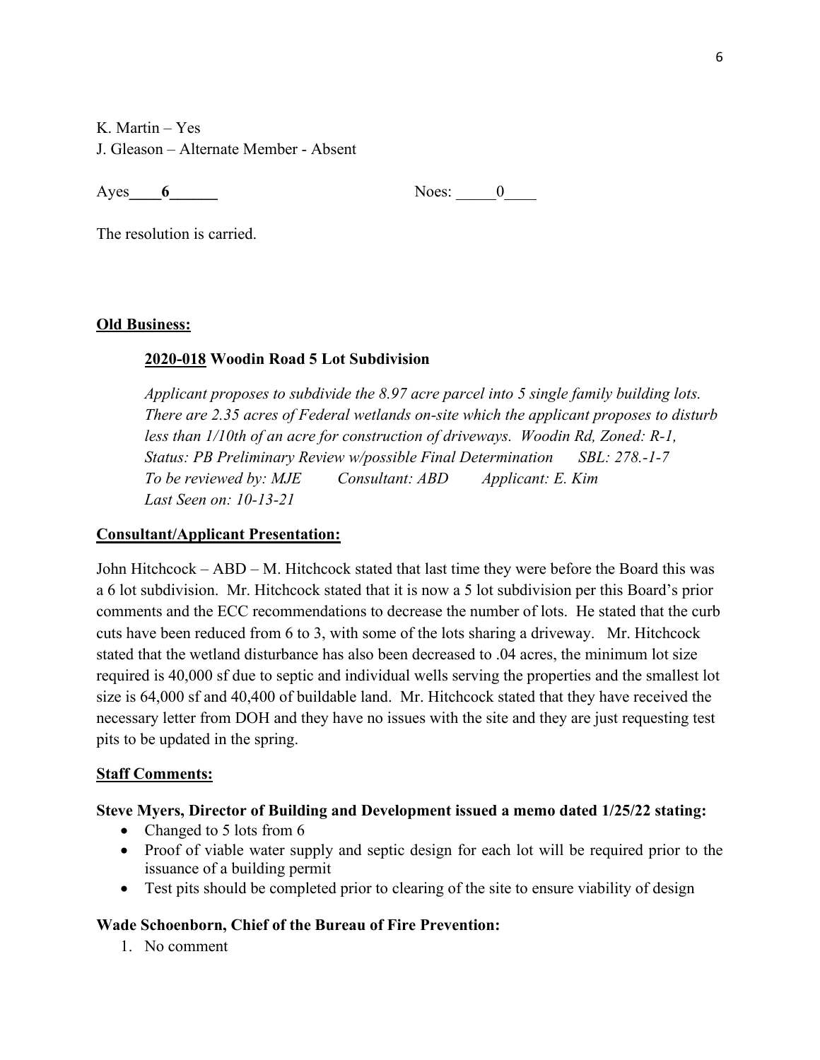K. Martin – Yes
J. Gleason – Alternate Member - Absent

Ayes\_\_\_\_**6**\_\_\_\_\_\_ Noes: \_\_\_\_\_0\_\_\_\_

The resolution is carried.

**Old Business:**

**2020-018 Woodin Road 5 Lot Subdivision**

*Applicant proposes to subdivide the 8.97 acre parcel into 5 single family building lots. There are 2.35 acres of Federal wetlands on-site which the applicant proposes to disturb less than 1/10th of an acre for construction of driveways. Woodin Rd, Zoned: R-1, Status: PB Preliminary Review w/possible Final Determination SBL: 278.-1-7*
*To be reviewed by: MJE Consultant: ABD Applicant: E. Kim*
*Last Seen on: 10-13-21*

**Consultant/Applicant Presentation:**

John Hitchcock – ABD – M. Hitchcock stated that last time they were before the Board this was a 6 lot subdivision. Mr. Hitchcock stated that it is now a 5 lot subdivision per this Board's prior comments and the ECC recommendations to decrease the number of lots. He stated that the curb cuts have been reduced from 6 to 3, with some of the lots sharing a driveway. Mr. Hitchcock stated that the wetland disturbance has also been decreased to .04 acres, the minimum lot size required is 40,000 sf due to septic and individual wells serving the properties and the smallest lot size is 64,000 sf and 40,400 of buildable land. Mr. Hitchcock stated that they have received the necessary letter from DOH and they have no issues with the site and they are just requesting test pits to be updated in the spring.

**Staff Comments:**

**Steve Myers, Director of Building and Development issued a memo dated 1/25/22 stating:**

- Changed to 5 lots from 6
- Proof of viable water supply and septic design for each lot will be required prior to the issuance of a building permit
- Test pits should be completed prior to clearing of the site to ensure viability of design

**Wade Schoenborn, Chief of the Bureau of Fire Prevention:**

1. No comment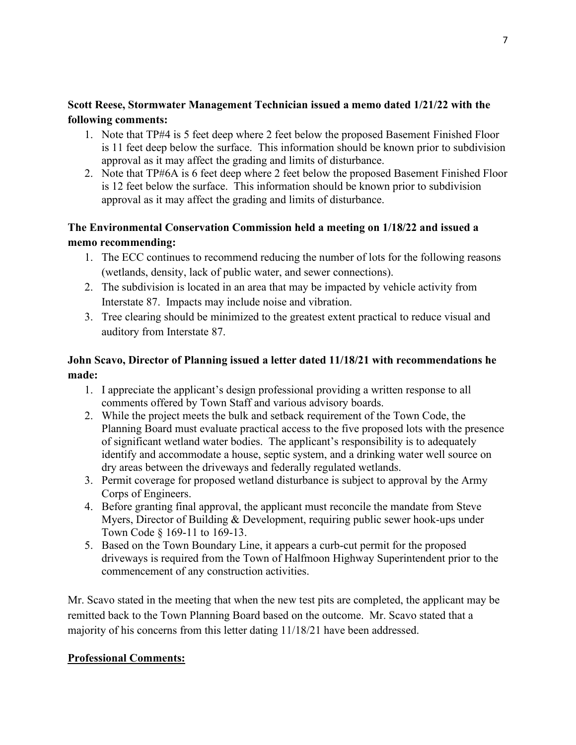**Scott Reese, Stormwater Management Technician issued a memo dated 1/21/22 with the following comments:**

1. Note that TP#4 is 5 feet deep where 2 feet below the proposed Basement Finished Floor is 11 feet deep below the surface. This information should be known prior to subdivision approval as it may affect the grading and limits of disturbance.
2. Note that TP#6A is 6 feet deep where 2 feet below the proposed Basement Finished Floor is 12 feet below the surface. This information should be known prior to subdivision approval as it may affect the grading and limits of disturbance.

**The Environmental Conservation Commission held a meeting on 1/18/22 and issued a memo recommending:**

1. The ECC continues to recommend reducing the number of lots for the following reasons (wetlands, density, lack of public water, and sewer connections).
2. The subdivision is located in an area that may be impacted by vehicle activity from Interstate 87. Impacts may include noise and vibration.
3. Tree clearing should be minimized to the greatest extent practical to reduce visual and auditory from Interstate 87.

**John Scavo, Director of Planning issued a letter dated 11/18/21 with recommendations he made:**

1. I appreciate the applicant's design professional providing a written response to all comments offered by Town Staff and various advisory boards.
2. While the project meets the bulk and setback requirement of the Town Code, the Planning Board must evaluate practical access to the five proposed lots with the presence of significant wetland water bodies. The applicant's responsibility is to adequately identify and accommodate a house, septic system, and a drinking water well source on dry areas between the driveways and federally regulated wetlands.
3. Permit coverage for proposed wetland disturbance is subject to approval by the Army Corps of Engineers.
4. Before granting final approval, the applicant must reconcile the mandate from Steve Myers, Director of Building & Development, requiring public sewer hook-ups under Town Code § 169-11 to 169-13.
5. Based on the Town Boundary Line, it appears a curb-cut permit for the proposed driveways is required from the Town of Halfmoon Highway Superintendent prior to the commencement of any construction activities.

Mr. Scavo stated in the meeting that when the new test pits are completed, the applicant may be remitted back to the Town Planning Board based on the outcome. Mr. Scavo stated that a majority of his concerns from this letter dating 11/18/21 have been addressed.

**Professional Comments:**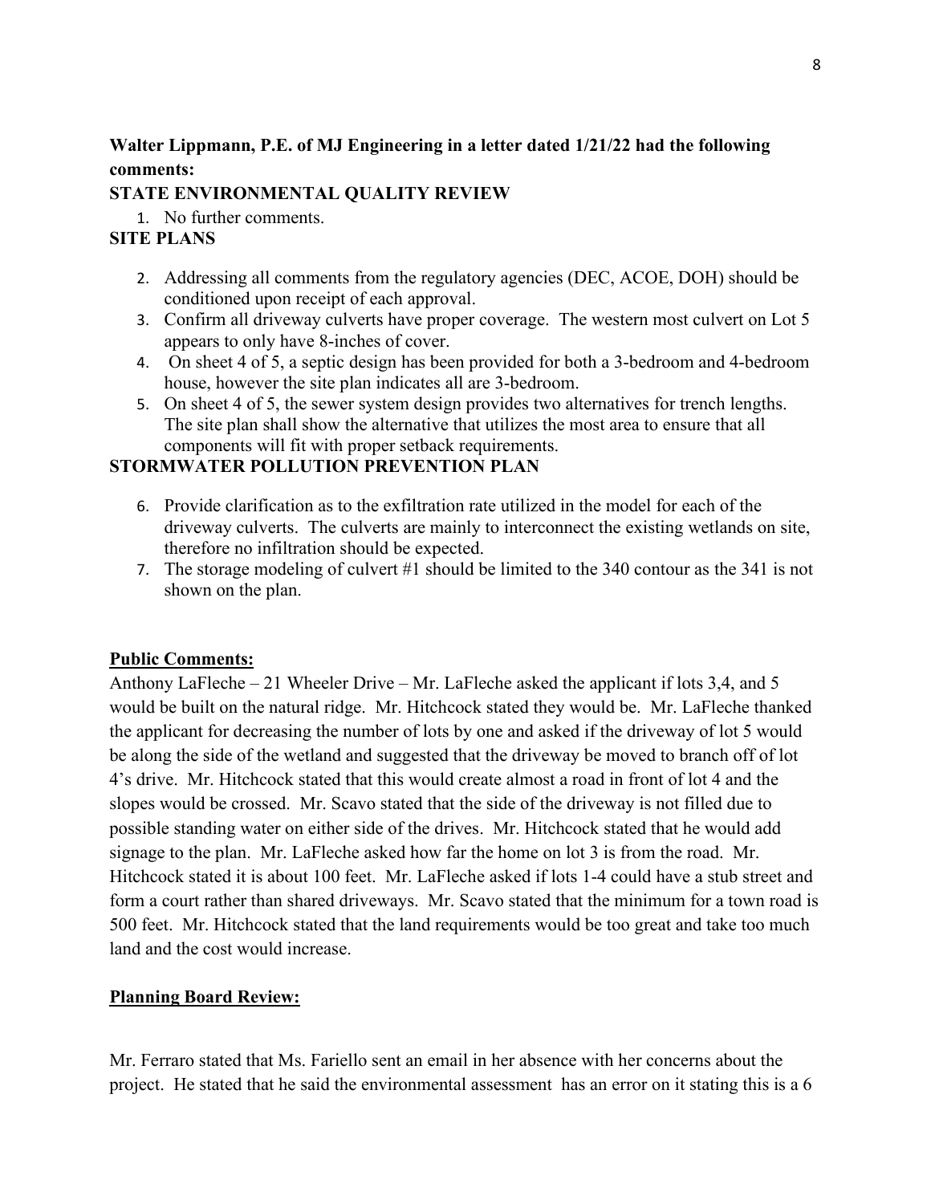**Walter Lippmann, P.E. of MJ Engineering in a letter dated 1/21/22 had the following comments:**

**STATE ENVIRONMENTAL QUALITY REVIEW**

1. No further comments.

**SITE PLANS**

2. Addressing all comments from the regulatory agencies (DEC, ACOE, DOH) should be conditioned upon receipt of each approval.
3. Confirm all driveway culverts have proper coverage. The western most culvert on Lot 5 appears to only have 8-inches of cover.
4. On sheet 4 of 5, a septic design has been provided for both a 3-bedroom and 4-bedroom house, however the site plan indicates all are 3-bedroom.
5. On sheet 4 of 5, the sewer system design provides two alternatives for trench lengths. The site plan shall show the alternative that utilizes the most area to ensure that all components will fit with proper setback requirements.

**STORMWATER POLLUTION PREVENTION PLAN**

6. Provide clarification as to the exfiltration rate utilized in the model for each of the driveway culverts. The culverts are mainly to interconnect the existing wetlands on site, therefore no infiltration should be expected.
7. The storage modeling of culvert #1 should be limited to the 340 contour as the 341 is not shown on the plan.

**Public Comments:**

Anthony LaFleche – 21 Wheeler Drive – Mr. LaFleche asked the applicant if lots 3,4, and 5 would be built on the natural ridge. Mr. Hitchcock stated they would be. Mr. LaFleche thanked the applicant for decreasing the number of lots by one and asked if the driveway of lot 5 would be along the side of the wetland and suggested that the driveway be moved to branch off of lot 4's drive. Mr. Hitchcock stated that this would create almost a road in front of lot 4 and the slopes would be crossed. Mr. Scavo stated that the side of the driveway is not filled due to possible standing water on either side of the drives. Mr. Hitchcock stated that he would add signage to the plan. Mr. LaFleche asked how far the home on lot 3 is from the road. Mr. Hitchcock stated it is about 100 feet. Mr. LaFleche asked if lots 1-4 could have a stub street and form a court rather than shared driveways. Mr. Scavo stated that the minimum for a town road is 500 feet. Mr. Hitchcock stated that the land requirements would be too great and take too much land and the cost would increase.

**Planning Board Review:**

Mr. Ferraro stated that Ms. Fariello sent an email in her absence with her concerns about the project. He stated that he said the environmental assessment has an error on it stating this is a 6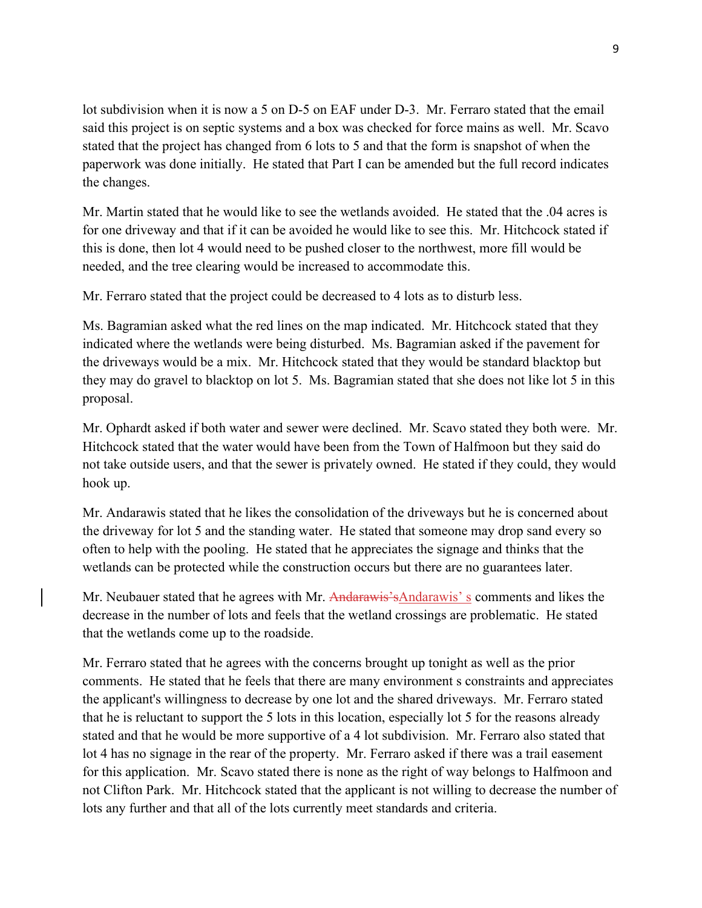lot subdivision when it is now a 5 on D-5 on EAF under D-3. Mr. Ferraro stated that the email said this project is on septic systems and a box was checked for force mains as well. Mr. Scavo stated that the project has changed from 6 lots to 5 and that the form is snapshot of when the paperwork was done initially. He stated that Part I can be amended but the full record indicates the changes.

Mr. Martin stated that he would like to see the wetlands avoided. He stated that the .04 acres is for one driveway and that if it can be avoided he would like to see this. Mr. Hitchcock stated if this is done, then lot 4 would need to be pushed closer to the northwest, more fill would be needed, and the tree clearing would be increased to accommodate this.

Mr. Ferraro stated that the project could be decreased to 4 lots as to disturb less.

Ms. Bagramian asked what the red lines on the map indicated. Mr. Hitchcock stated that they indicated where the wetlands were being disturbed. Ms. Bagramian asked if the pavement for the driveways would be a mix. Mr. Hitchcock stated that they would be standard blacktop but they may do gravel to blacktop on lot 5. Ms. Bagramian stated that she does not like lot 5 in this proposal.

Mr. Ophardt asked if both water and sewer were declined. Mr. Scavo stated they both were. Mr. Hitchcock stated that the water would have been from the Town of Halfmoon but they said do not take outside users, and that the sewer is privately owned. He stated if they could, they would hook up.

Mr. Andarawis stated that he likes the consolidation of the driveways but he is concerned about the driveway for lot 5 and the standing water. He stated that someone may drop sand every so often to help with the pooling. He stated that he appreciates the signage and thinks that the wetlands can be protected while the construction occurs but there are no guarantees later.

Mr. Neubauer stated that he agrees with Mr. ~~Andarawis's~~Andarawis' s comments and likes the decrease in the number of lots and feels that the wetland crossings are problematic. He stated that the wetlands come up to the roadside.

Mr. Ferraro stated that he agrees with the concerns brought up tonight as well as the prior comments. He stated that he feels that there are many environment s constraints and appreciates the applicant's willingness to decrease by one lot and the shared driveways. Mr. Ferraro stated that he is reluctant to support the 5 lots in this location, especially lot 5 for the reasons already stated and that he would be more supportive of a 4 lot subdivision. Mr. Ferraro also stated that lot 4 has no signage in the rear of the property. Mr. Ferraro asked if there was a trail easement for this application. Mr. Scavo stated there is none as the right of way belongs to Halfmoon and not Clifton Park. Mr. Hitchcock stated that the applicant is not willing to decrease the number of lots any further and that all of the lots currently meet standards and criteria.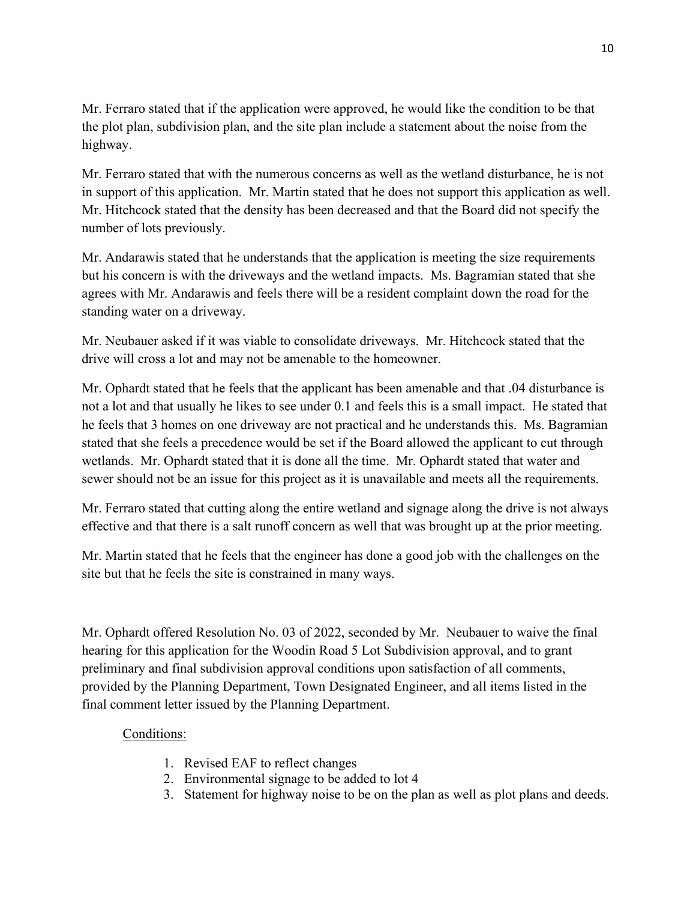Mr. Ferraro stated that if the application were approved, he would like the condition to be that the plot plan, subdivision plan, and the site plan include a statement about the noise from the highway.

Mr. Ferraro stated that with the numerous concerns as well as the wetland disturbance, he is not in support of this application. Mr. Martin stated that he does not support this application as well. Mr. Hitchcock stated that the density has been decreased and that the Board did not specify the number of lots previously.

Mr. Andarawis stated that he understands that the application is meeting the size requirements but his concern is with the driveways and the wetland impacts. Ms. Bagramian stated that she agrees with Mr. Andarawis and feels there will be a resident complaint down the road for the standing water on a driveway.

Mr. Neubauer asked if it was viable to consolidate driveways. Mr. Hitchcock stated that the drive will cross a lot and may not be amenable to the homeowner.

Mr. Ophardt stated that he feels that the applicant has been amenable and that .04 disturbance is not a lot and that usually he likes to see under 0.1 and feels this is a small impact. He stated that he feels that 3 homes on one driveway are not practical and he understands this. Ms. Bagramian stated that she feels a precedence would be set if the Board allowed the applicant to cut through wetlands. Mr. Ophardt stated that it is done all the time. Mr. Ophardt stated that water and sewer should not be an issue for this project as it is unavailable and meets all the requirements.

Mr. Ferraro stated that cutting along the entire wetland and signage along the drive is not always effective and that there is a salt runoff concern as well that was brought up at the prior meeting.

Mr. Martin stated that he feels that the engineer has done a good job with the challenges on the site but that he feels the site is constrained in many ways.

Mr. Ophardt offered Resolution No. 03 of 2022, seconded by Mr. Neubauer to waive the final hearing for this application for the Woodin Road 5 Lot Subdivision approval, and to grant preliminary and final subdivision approval conditions upon satisfaction of all comments, provided by the Planning Department, Town Designated Engineer, and all items listed in the final comment letter issued by the Planning Department.

Conditions:

1. Revised EAF to reflect changes
2. Environmental signage to be added to lot 4
3. Statement for highway noise to be on the plan as well as plot plans and deeds.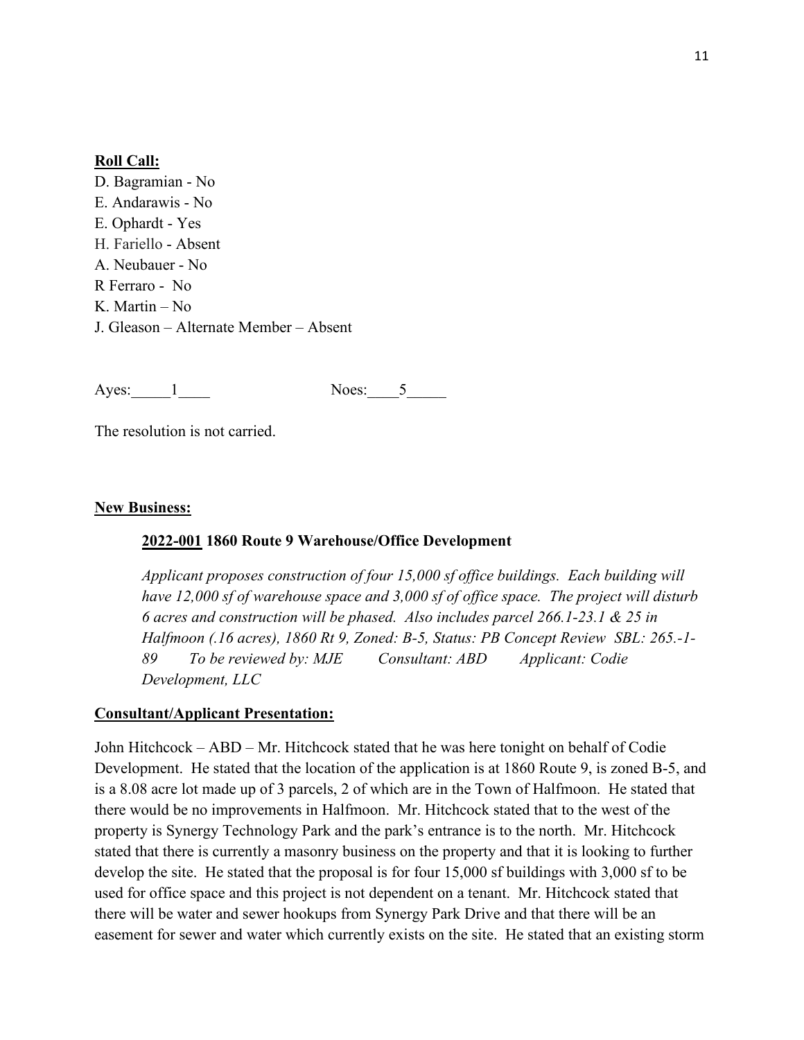**Roll Call:**

D. Bagramian - No
E. Andarawis - No
E. Ophardt - Yes
H. Fariello - Absent
A. Neubauer - No
R Ferraro - No
K. Martin – No
J. Gleason – Alternate Member – Absent

Ayes:\_\_\_\_\_1\_\_\_\_ Noes:\_\_\_\_5\_\_\_\_\_

The resolution is not carried.

**New Business:**

**<u>2022-001</u> 1860 Route 9 Warehouse/Office Development**

*Applicant proposes construction of four 15,000 sf office buildings. Each building will have 12,000 sf of warehouse space and 3,000 sf of office space. The project will disturb 6 acres and construction will be phased. Also includes parcel 266.1-23.1 & 25 in Halfmoon (.16 acres), 1860 Rt 9, Zoned: B-5, Status: PB Concept Review SBL: 265.-1-89 To be reviewed by: MJE Consultant: ABD Applicant: Codie Development, LLC*

**Consultant/Applicant Presentation:**

John Hitchcock – ABD – Mr. Hitchcock stated that he was here tonight on behalf of Codie Development. He stated that the location of the application is at 1860 Route 9, is zoned B-5, and is a 8.08 acre lot made up of 3 parcels, 2 of which are in the Town of Halfmoon. He stated that there would be no improvements in Halfmoon. Mr. Hitchcock stated that to the west of the property is Synergy Technology Park and the park's entrance is to the north. Mr. Hitchcock stated that there is currently a masonry business on the property and that it is looking to further develop the site. He stated that the proposal is for four 15,000 sf buildings with 3,000 sf to be used for office space and this project is not dependent on a tenant. Mr. Hitchcock stated that there will be water and sewer hookups from Synergy Park Drive and that there will be an easement for sewer and water which currently exists on the site. He stated that an existing storm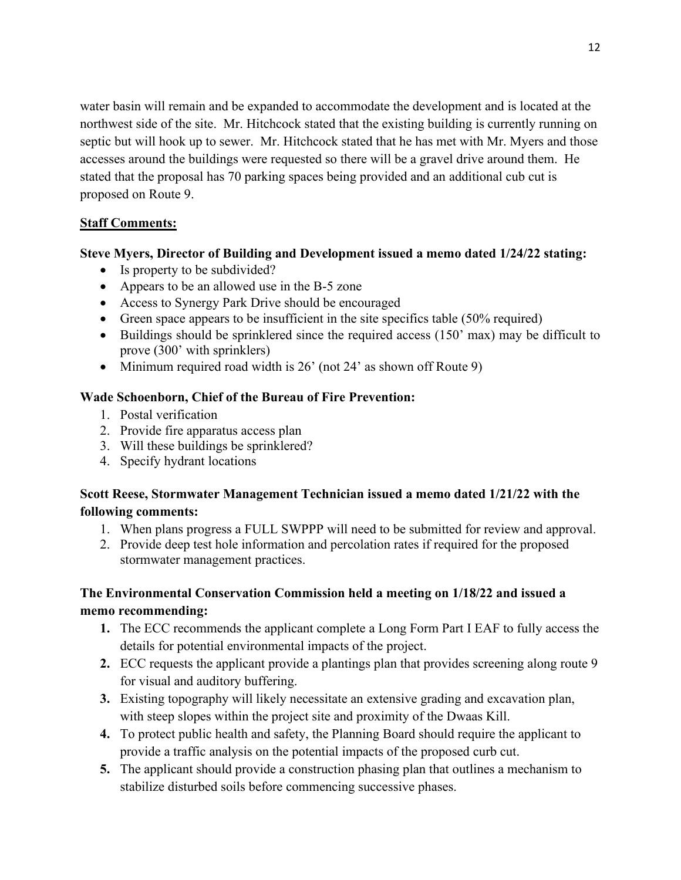water basin will remain and be expanded to accommodate the development and is located at the northwest side of the site. Mr. Hitchcock stated that the existing building is currently running on septic but will hook up to sewer. Mr. Hitchcock stated that he has met with Mr. Myers and those accesses around the buildings were requested so there will be a gravel drive around them. He stated that the proposal has 70 parking spaces being provided and an additional cub cut is proposed on Route 9.

**Staff Comments:**

**Steve Myers, Director of Building and Development issued a memo dated 1/24/22 stating:**

- Is property to be subdivided?
- Appears to be an allowed use in the B-5 zone
- Access to Synergy Park Drive should be encouraged
- Green space appears to be insufficient in the site specifics table (50% required)
- Buildings should be sprinklered since the required access (150' max) may be difficult to prove (300' with sprinklers)
- Minimum required road width is 26' (not 24' as shown off Route 9)

**Wade Schoenborn, Chief of the Bureau of Fire Prevention:**

1. Postal verification
2. Provide fire apparatus access plan
3. Will these buildings be sprinklered?
4. Specify hydrant locations

**Scott Reese, Stormwater Management Technician issued a memo dated 1/21/22 with the following comments:**

1. When plans progress a FULL SWPPP will need to be submitted for review and approval.
2. Provide deep test hole information and percolation rates if required for the proposed stormwater management practices.

**The Environmental Conservation Commission held a meeting on 1/18/22 and issued a memo recommending:**

1. The ECC recommends the applicant complete a Long Form Part I EAF to fully access the details for potential environmental impacts of the project.
2. ECC requests the applicant provide a plantings plan that provides screening along route 9 for visual and auditory buffering.
3. Existing topography will likely necessitate an extensive grading and excavation plan, with steep slopes within the project site and proximity of the Dwaas Kill.
4. To protect public health and safety, the Planning Board should require the applicant to provide a traffic analysis on the potential impacts of the proposed curb cut.
5. The applicant should provide a construction phasing plan that outlines a mechanism to stabilize disturbed soils before commencing successive phases.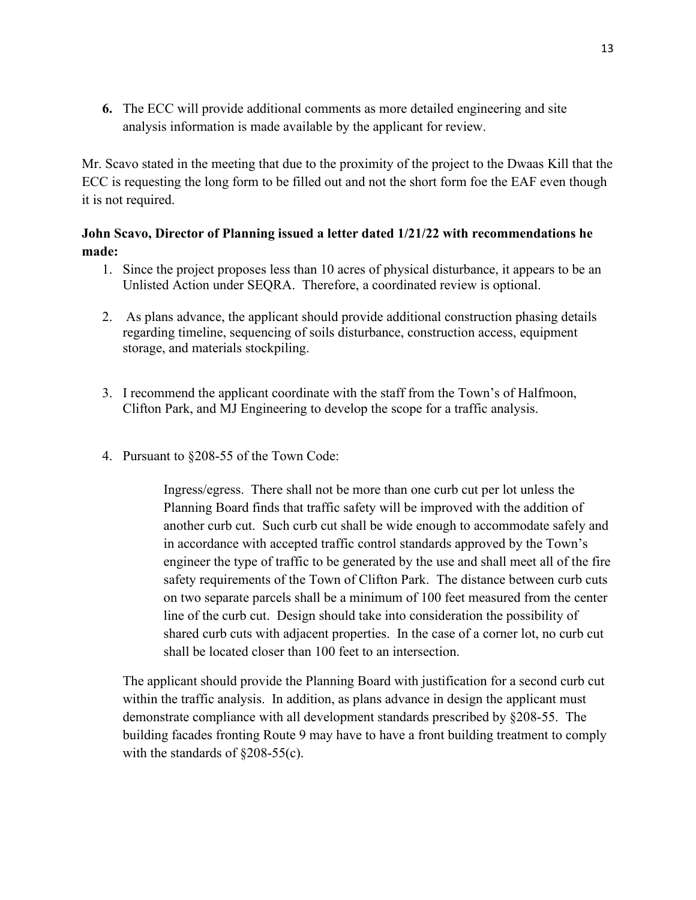6. The ECC will provide additional comments as more detailed engineering and site analysis information is made available by the applicant for review.

Mr. Scavo stated in the meeting that due to the proximity of the project to the Dwaas Kill that the ECC is requesting the long form to be filled out and not the short form foe the EAF even though it is not required.

**John Scavo, Director of Planning issued a letter dated 1/21/22 with recommendations he made:**

1. Since the project proposes less than 10 acres of physical disturbance, it appears to be an Unlisted Action under SEQRA. Therefore, a coordinated review is optional.

2. As plans advance, the applicant should provide additional construction phasing details regarding timeline, sequencing of soils disturbance, construction access, equipment storage, and materials stockpiling.

3. I recommend the applicant coordinate with the staff from the Town's of Halfmoon, Clifton Park, and MJ Engineering to develop the scope for a traffic analysis.

4. Pursuant to §208-55 of the Town Code:

   > Ingress/egress. There shall not be more than one curb cut per lot unless the Planning Board finds that traffic safety will be improved with the addition of another curb cut. Such curb cut shall be wide enough to accommodate safely and in accordance with accepted traffic control standards approved by the Town's engineer the type of traffic to be generated by the use and shall meet all of the fire safety requirements of the Town of Clifton Park. The distance between curb cuts on two separate parcels shall be a minimum of 100 feet measured from the center line of the curb cut. Design should take into consideration the possibility of shared curb cuts with adjacent properties. In the case of a corner lot, no curb cut shall be located closer than 100 feet to an intersection.

   The applicant should provide the Planning Board with justification for a second curb cut within the traffic analysis. In addition, as plans advance in design the applicant must demonstrate compliance with all development standards prescribed by §208-55. The building facades fronting Route 9 may have to have a front building treatment to comply with the standards of §208-55(c).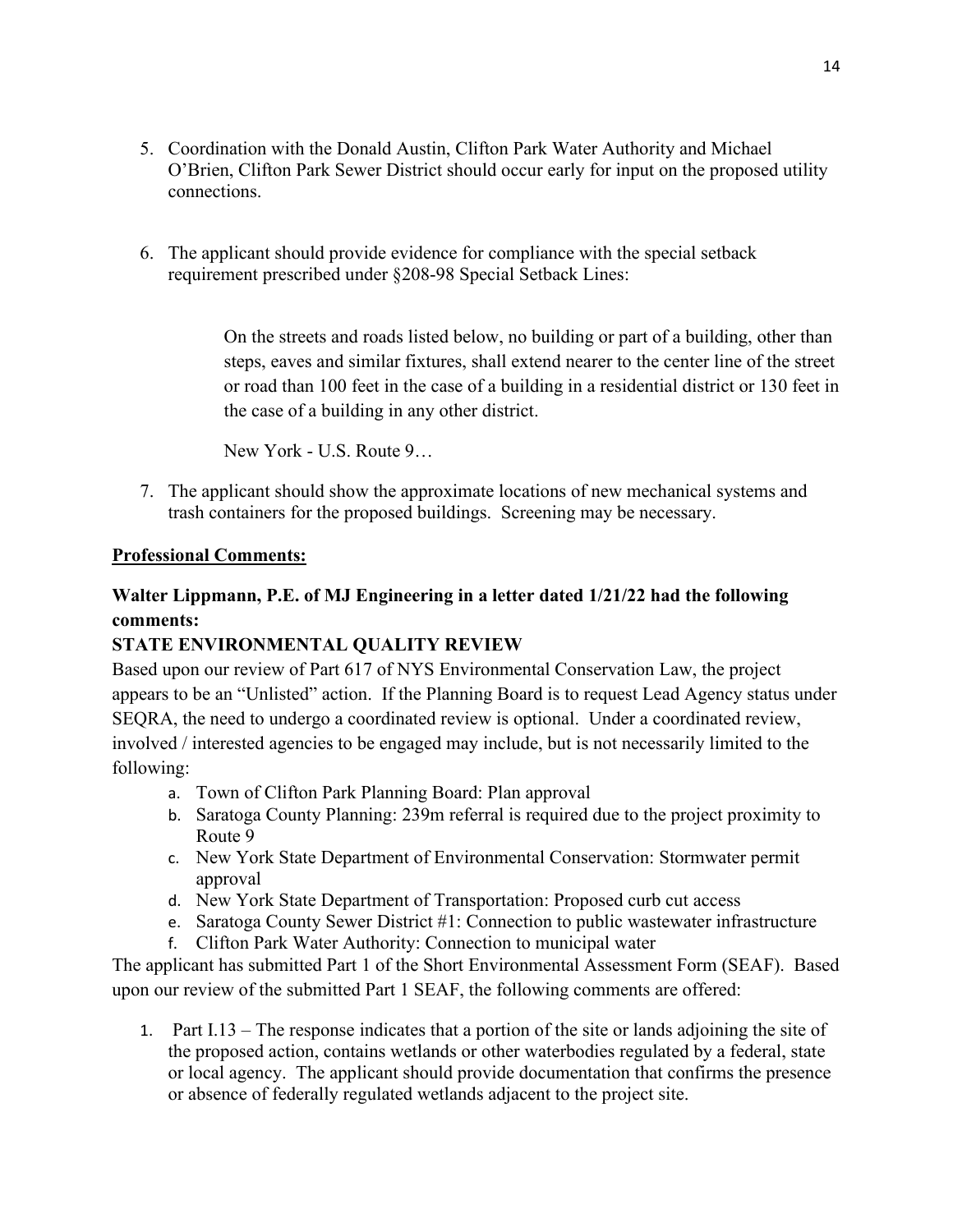5. Coordination with the Donald Austin, Clifton Park Water Authority and Michael O'Brien, Clifton Park Sewer District should occur early for input on the proposed utility connections.

6. The applicant should provide evidence for compliance with the special setback requirement prescribed under §208-98 Special Setback Lines:

   > On the streets and roads listed below, no building or part of a building, other than steps, eaves and similar fixtures, shall extend nearer to the center line of the street or road than 100 feet in the case of a building in a residential district or 130 feet in the case of a building in any other district.
   >
   > New York - U.S. Route 9…

7. The applicant should show the approximate locations of new mechanical systems and trash containers for the proposed buildings. Screening may be necessary.

## Professional Comments:

**Walter Lippmann, P.E. of MJ Engineering in a letter dated 1/21/22 had the following comments:**

**STATE ENVIRONMENTAL QUALITY REVIEW**

Based upon our review of Part 617 of NYS Environmental Conservation Law, the project appears to be an "Unlisted" action. If the Planning Board is to request Lead Agency status under SEQRA, the need to undergo a coordinated review is optional. Under a coordinated review, involved / interested agencies to be engaged may include, but is not necessarily limited to the following:

a. Town of Clifton Park Planning Board: Plan approval
b. Saratoga County Planning: 239m referral is required due to the project proximity to Route 9
c. New York State Department of Environmental Conservation: Stormwater permit approval
d. New York State Department of Transportation: Proposed curb cut access
e. Saratoga County Sewer District #1: Connection to public wastewater infrastructure
f. Clifton Park Water Authority: Connection to municipal water

The applicant has submitted Part 1 of the Short Environmental Assessment Form (SEAF). Based upon our review of the submitted Part 1 SEAF, the following comments are offered:

1. Part I.13 – The response indicates that a portion of the site or lands adjoining the site of the proposed action, contains wetlands or other waterbodies regulated by a federal, state or local agency. The applicant should provide documentation that confirms the presence or absence of federally regulated wetlands adjacent to the project site.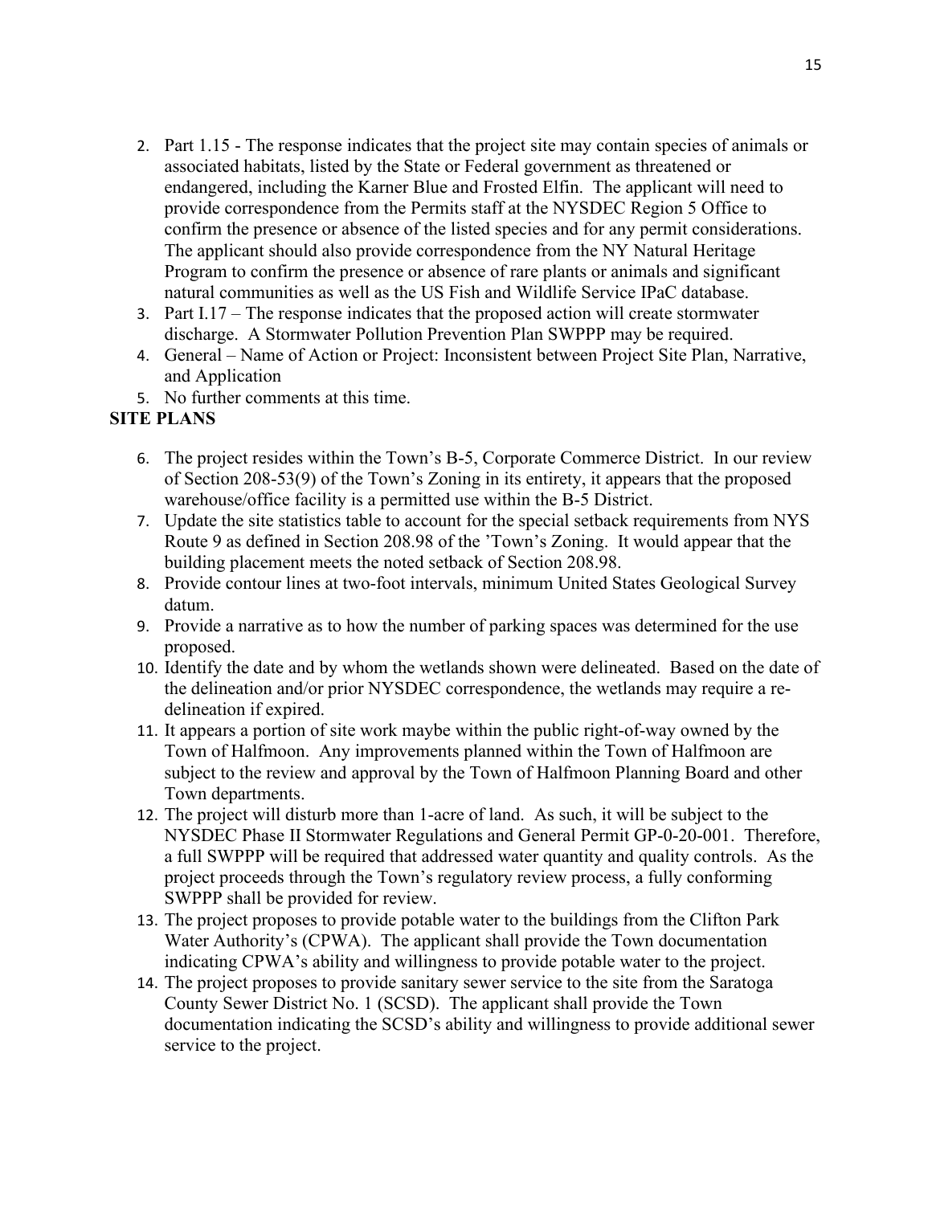2. Part 1.15 - The response indicates that the project site may contain species of animals or associated habitats, listed by the State or Federal government as threatened or endangered, including the Karner Blue and Frosted Elfin. The applicant will need to provide correspondence from the Permits staff at the NYSDEC Region 5 Office to confirm the presence or absence of the listed species and for any permit considerations. The applicant should also provide correspondence from the NY Natural Heritage Program to confirm the presence or absence of rare plants or animals and significant natural communities as well as the US Fish and Wildlife Service IPaC database.
3. Part I.17 – The response indicates that the proposed action will create stormwater discharge. A Stormwater Pollution Prevention Plan SWPPP may be required.
4. General – Name of Action or Project: Inconsistent between Project Site Plan, Narrative, and Application
5. No further comments at this time.

**SITE PLANS**

6. The project resides within the Town's B-5, Corporate Commerce District. In our review of Section 208-53(9) of the Town's Zoning in its entirety, it appears that the proposed warehouse/office facility is a permitted use within the B-5 District.
7. Update the site statistics table to account for the special setback requirements from NYS Route 9 as defined in Section 208.98 of the 'Town's Zoning. It would appear that the building placement meets the noted setback of Section 208.98.
8. Provide contour lines at two-foot intervals, minimum United States Geological Survey datum.
9. Provide a narrative as to how the number of parking spaces was determined for the use proposed.
10. Identify the date and by whom the wetlands shown were delineated. Based on the date of the delineation and/or prior NYSDEC correspondence, the wetlands may require a re-delineation if expired.
11. It appears a portion of site work maybe within the public right-of-way owned by the Town of Halfmoon. Any improvements planned within the Town of Halfmoon are subject to the review and approval by the Town of Halfmoon Planning Board and other Town departments.
12. The project will disturb more than 1-acre of land. As such, it will be subject to the NYSDEC Phase II Stormwater Regulations and General Permit GP-0-20-001. Therefore, a full SWPPP will be required that addressed water quantity and quality controls. As the project proceeds through the Town's regulatory review process, a fully conforming SWPPP shall be provided for review.
13. The project proposes to provide potable water to the buildings from the Clifton Park Water Authority's (CPWA). The applicant shall provide the Town documentation indicating CPWA's ability and willingness to provide potable water to the project.
14. The project proposes to provide sanitary sewer service to the site from the Saratoga County Sewer District No. 1 (SCSD). The applicant shall provide the Town documentation indicating the SCSD's ability and willingness to provide additional sewer service to the project.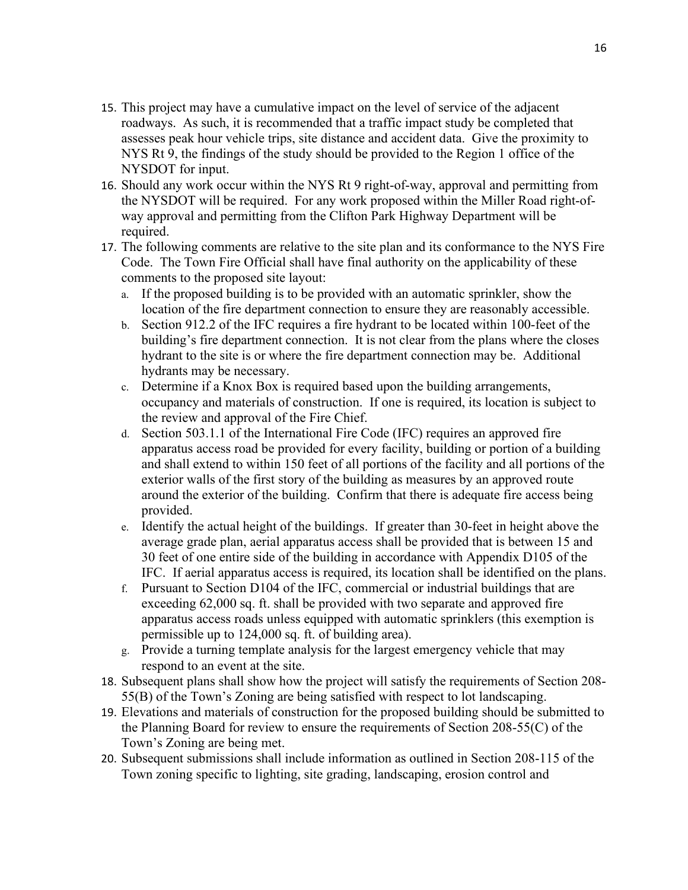15. This project may have a cumulative impact on the level of service of the adjacent roadways. As such, it is recommended that a traffic impact study be completed that assesses peak hour vehicle trips, site distance and accident data. Give the proximity to NYS Rt 9, the findings of the study should be provided to the Region 1 office of the NYSDOT for input.
16. Should any work occur within the NYS Rt 9 right-of-way, approval and permitting from the NYSDOT will be required. For any work proposed within the Miller Road right-of-way approval and permitting from the Clifton Park Highway Department will be required.
17. The following comments are relative to the site plan and its conformance to the NYS Fire Code. The Town Fire Official shall have final authority on the applicability of these comments to the proposed site layout:
    a. If the proposed building is to be provided with an automatic sprinkler, show the location of the fire department connection to ensure they are reasonably accessible.
    b. Section 912.2 of the IFC requires a fire hydrant to be located within 100-feet of the building's fire department connection. It is not clear from the plans where the closes hydrant to the site is or where the fire department connection may be. Additional hydrants may be necessary.
    c. Determine if a Knox Box is required based upon the building arrangements, occupancy and materials of construction. If one is required, its location is subject to the review and approval of the Fire Chief.
    d. Section 503.1.1 of the International Fire Code (IFC) requires an approved fire apparatus access road be provided for every facility, building or portion of a building and shall extend to within 150 feet of all portions of the facility and all portions of the exterior walls of the first story of the building as measures by an approved route around the exterior of the building. Confirm that there is adequate fire access being provided.
    e. Identify the actual height of the buildings. If greater than 30-feet in height above the average grade plan, aerial apparatus access shall be provided that is between 15 and 30 feet of one entire side of the building in accordance with Appendix D105 of the IFC. If aerial apparatus access is required, its location shall be identified on the plans.
    f. Pursuant to Section D104 of the IFC, commercial or industrial buildings that are exceeding 62,000 sq. ft. shall be provided with two separate and approved fire apparatus access roads unless equipped with automatic sprinklers (this exemption is permissible up to 124,000 sq. ft. of building area).
    g. Provide a turning template analysis for the largest emergency vehicle that may respond to an event at the site.
18. Subsequent plans shall show how the project will satisfy the requirements of Section 208-55(B) of the Town's Zoning are being satisfied with respect to lot landscaping.
19. Elevations and materials of construction for the proposed building should be submitted to the Planning Board for review to ensure the requirements of Section 208-55(C) of the Town's Zoning are being met.
20. Subsequent submissions shall include information as outlined in Section 208-115 of the Town zoning specific to lighting, site grading, landscaping, erosion control and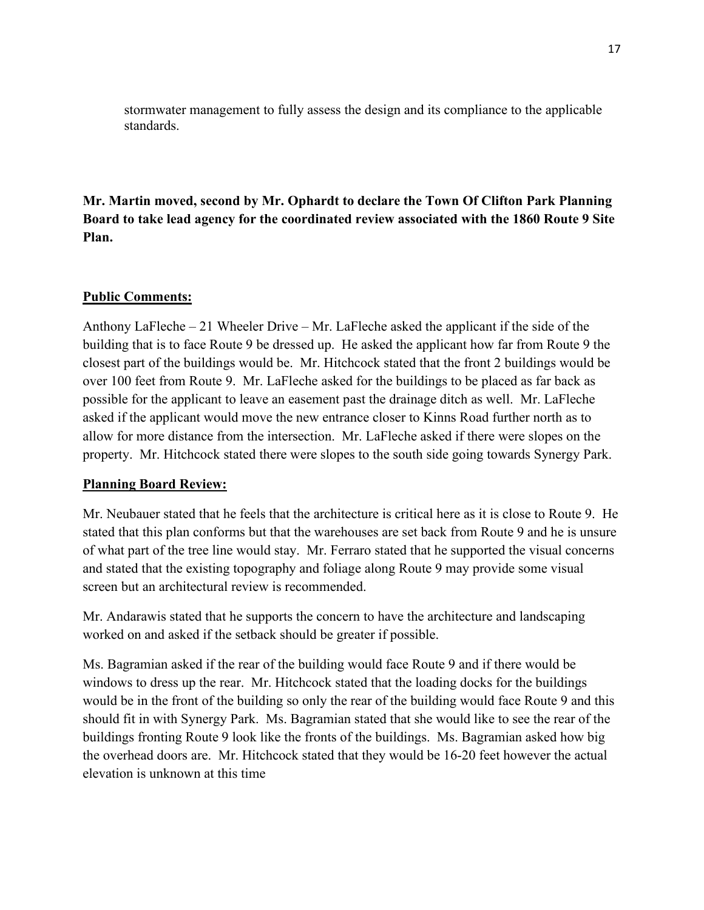stormwater management to fully assess the design and its compliance to the applicable standards.

**Mr. Martin moved, second by Mr. Ophardt to declare the Town Of Clifton Park Planning Board to take lead agency for the coordinated review associated with the 1860 Route 9 Site Plan.**

**Public Comments:**

Anthony LaFleche – 21 Wheeler Drive – Mr. LaFleche asked the applicant if the side of the building that is to face Route 9 be dressed up. He asked the applicant how far from Route 9 the closest part of the buildings would be. Mr. Hitchcock stated that the front 2 buildings would be over 100 feet from Route 9. Mr. LaFleche asked for the buildings to be placed as far back as possible for the applicant to leave an easement past the drainage ditch as well. Mr. LaFleche asked if the applicant would move the new entrance closer to Kinns Road further north as to allow for more distance from the intersection. Mr. LaFleche asked if there were slopes on the property. Mr. Hitchcock stated there were slopes to the south side going towards Synergy Park.

**Planning Board Review:**

Mr. Neubauer stated that he feels that the architecture is critical here as it is close to Route 9. He stated that this plan conforms but that the warehouses are set back from Route 9 and he is unsure of what part of the tree line would stay. Mr. Ferraro stated that he supported the visual concerns and stated that the existing topography and foliage along Route 9 may provide some visual screen but an architectural review is recommended.

Mr. Andarawis stated that he supports the concern to have the architecture and landscaping worked on and asked if the setback should be greater if possible.

Ms. Bagramian asked if the rear of the building would face Route 9 and if there would be windows to dress up the rear. Mr. Hitchcock stated that the loading docks for the buildings would be in the front of the building so only the rear of the building would face Route 9 and this should fit in with Synergy Park. Ms. Bagramian stated that she would like to see the rear of the buildings fronting Route 9 look like the fronts of the buildings. Ms. Bagramian asked how big the overhead doors are. Mr. Hitchcock stated that they would be 16-20 feet however the actual elevation is unknown at this time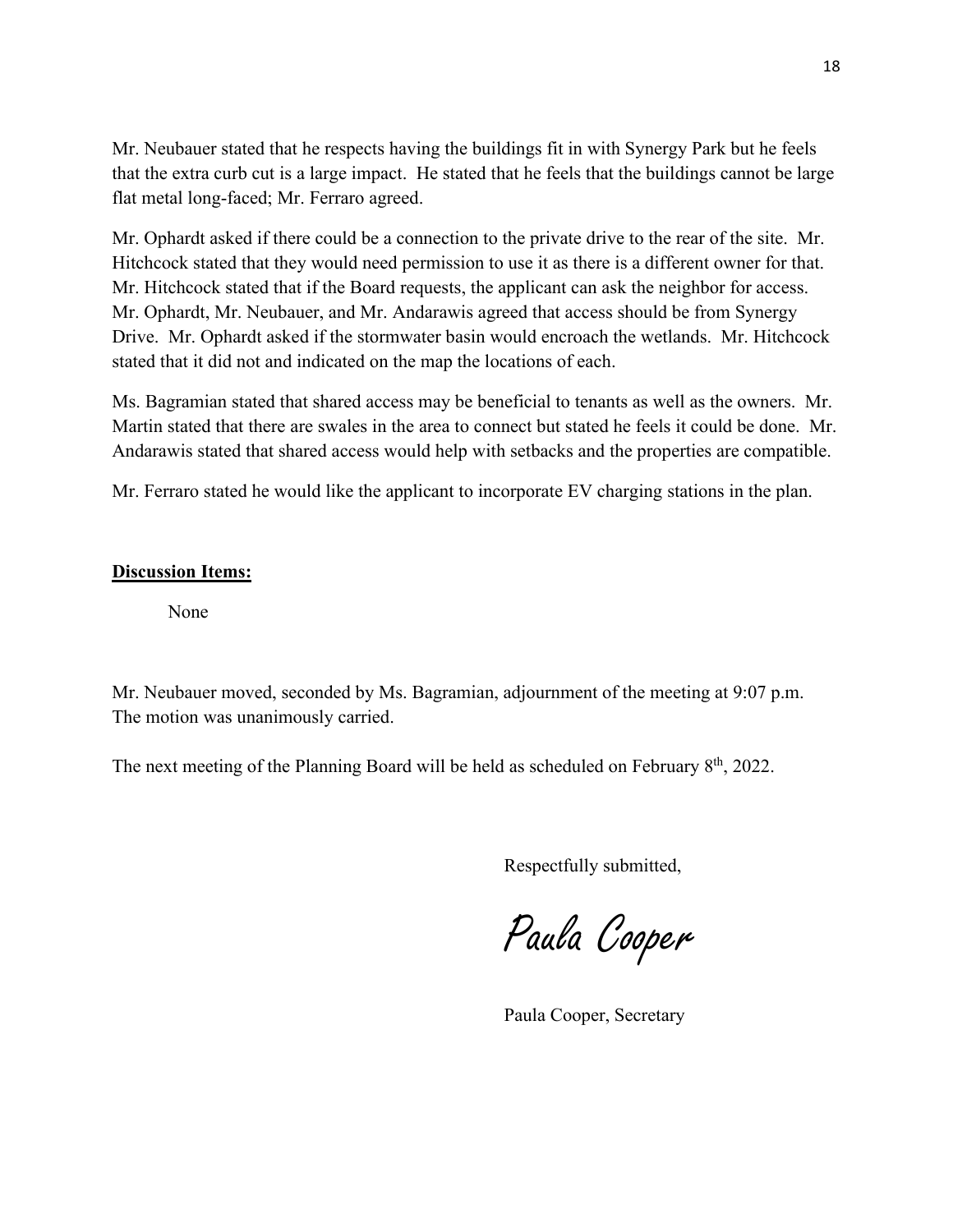Mr. Neubauer stated that he respects having the buildings fit in with Synergy Park but he feels that the extra curb cut is a large impact. He stated that he feels that the buildings cannot be large flat metal long-faced; Mr. Ferraro agreed.

Mr. Ophardt asked if there could be a connection to the private drive to the rear of the site. Mr. Hitchcock stated that they would need permission to use it as there is a different owner for that. Mr. Hitchcock stated that if the Board requests, the applicant can ask the neighbor for access. Mr. Ophardt, Mr. Neubauer, and Mr. Andarawis agreed that access should be from Synergy Drive. Mr. Ophardt asked if the stormwater basin would encroach the wetlands. Mr. Hitchcock stated that it did not and indicated on the map the locations of each.

Ms. Bagramian stated that shared access may be beneficial to tenants as well as the owners. Mr. Martin stated that there are swales in the area to connect but stated he feels it could be done. Mr. Andarawis stated that shared access would help with setbacks and the properties are compatible.

Mr. Ferraro stated he would like the applicant to incorporate EV charging stations in the plan.

**Discussion Items:**

None

Mr. Neubauer moved, seconded by Ms. Bagramian, adjournment of the meeting at 9:07 p.m. The motion was unanimously carried.

The next meeting of the Planning Board will be held as scheduled on February 8th, 2022.

Respectfully submitted,

Paula Cooper

Paula Cooper, Secretary